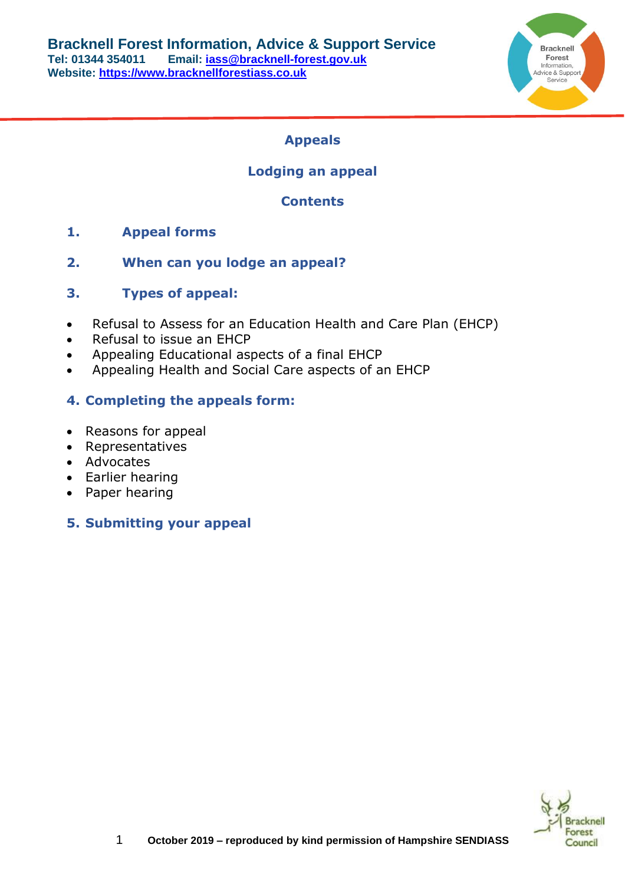**Bracknell Forest Information, Advice & Support Service**
**Tel: 01344 354011 Email: iass@bracknell-forest.gov.uk**
**Website: https://www.bracknellforestiass.co.uk**

# Appeals

## Lodging an appeal

## Contents

1. **Appeal forms**
2. **When can you lodge an appeal?**
3. **Types of appeal:**

- Refusal to Assess for an Education Health and Care Plan (EHCP)
- Refusal to issue an EHCP
- Appealing Educational aspects of a final EHCP
- Appealing Health and Social Care aspects of an EHCP

4. **Completing the appeals form:**

- Reasons for appeal
- Representatives
- Advocates
- Earlier hearing
- Paper hearing

5. **Submitting your appeal**

**October 2019 – reproduced by kind permission of Hampshire SENDIASS**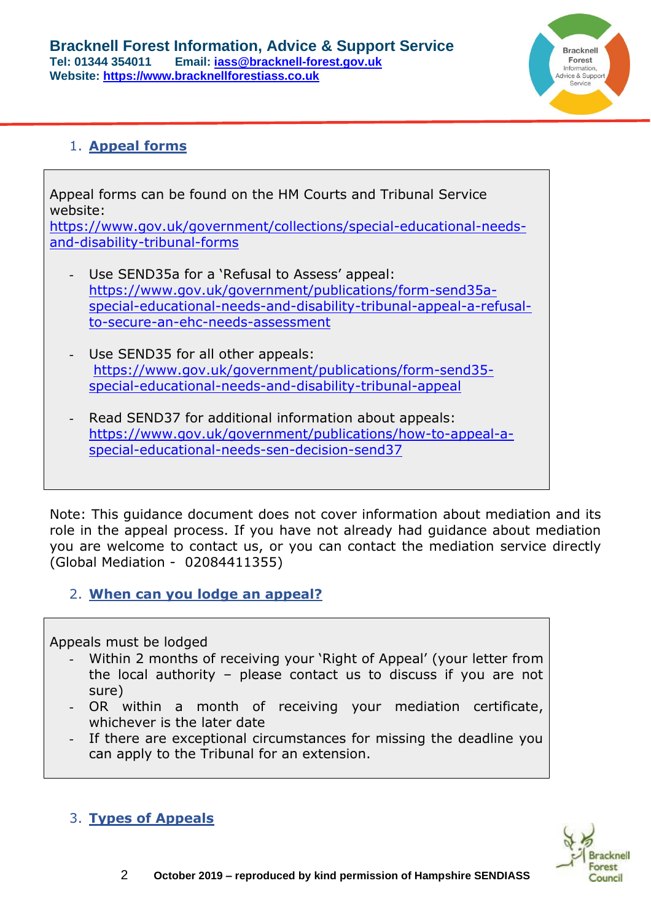## 1. Appeal forms

Appeal forms can be found on the HM Courts and Tribunal Service website:
https://www.gov.uk/government/collections/special-educational-needs-and-disability-tribunal-forms

- Use SEND35a for a 'Refusal to Assess' appeal:
  https://www.gov.uk/government/publications/form-send35a-special-educational-needs-and-disability-tribunal-appeal-a-refusal-to-secure-an-ehc-needs-assessment

- Use SEND35 for all other appeals:
  https://www.gov.uk/government/publications/form-send35-special-educational-needs-and-disability-tribunal-appeal

- Read SEND37 for additional information about appeals:
  https://www.gov.uk/government/publications/how-to-appeal-a-special-educational-needs-sen-decision-send37

Note: This guidance document does not cover information about mediation and its role in the appeal process. If you have not already had guidance about mediation you are welcome to contact us, or you can contact the mediation service directly (Global Mediation - 02084411355)

## 2. When can you lodge an appeal?

Appeals must be lodged

- Within 2 months of receiving your 'Right of Appeal' (your letter from the local authority – please contact us to discuss if you are not sure)
- OR within a month of receiving your mediation certificate, whichever is the later date
- If there are exceptional circumstances for missing the deadline you can apply to the Tribunal for an extension.

## 3. Types of Appeals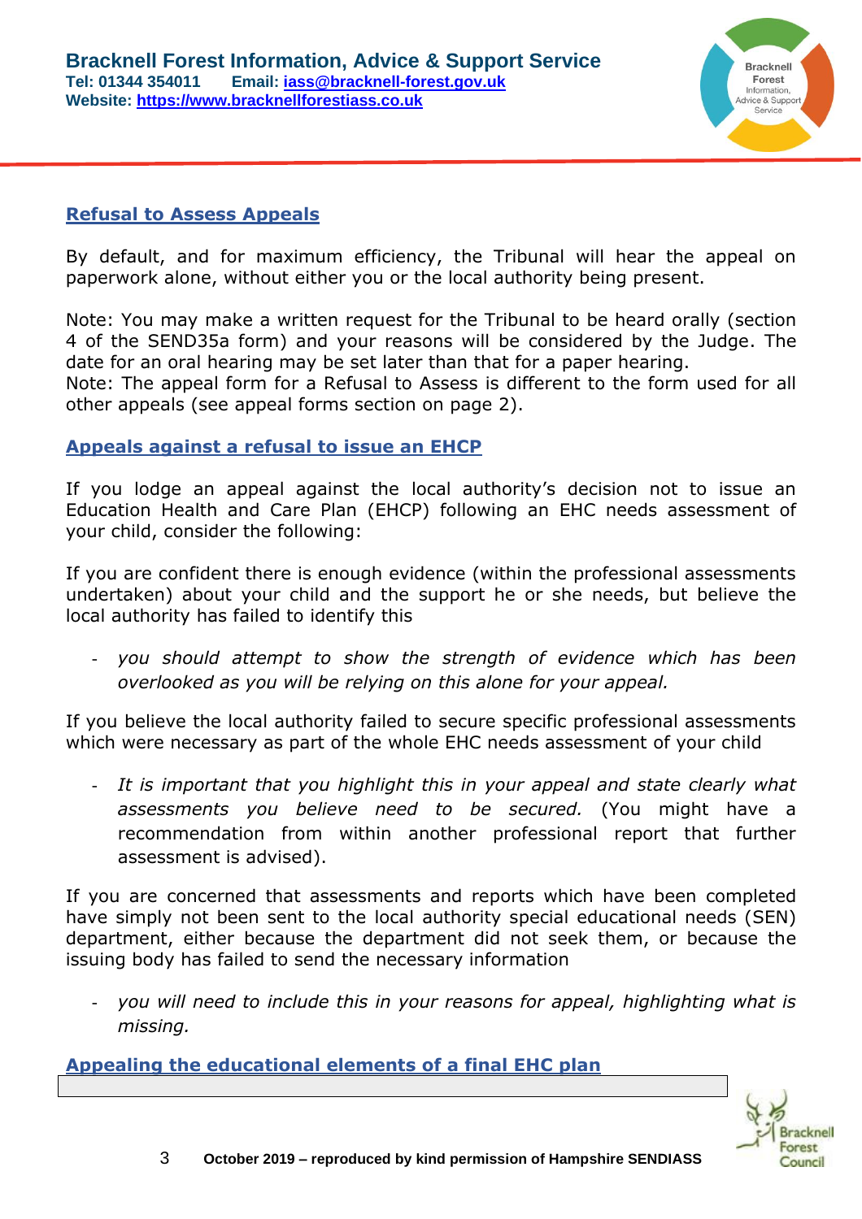## Refusal to Assess Appeals

By default, and for maximum efficiency, the Tribunal will hear the appeal on paperwork alone, without either you or the local authority being present.

Note: You may make a written request for the Tribunal to be heard orally (section 4 of the SEND35a form) and your reasons will be considered by the Judge. The date for an oral hearing may be set later than that for a paper hearing.
Note: The appeal form for a Refusal to Assess is different to the form used for all other appeals (see appeal forms section on page 2).

## Appeals against a refusal to issue an EHCP

If you lodge an appeal against the local authority's decision not to issue an Education Health and Care Plan (EHCP) following an EHC needs assessment of your child, consider the following:

If you are confident there is enough evidence (within the professional assessments undertaken) about your child and the support he or she needs, but believe the local authority has failed to identify this

- *you should attempt to show the strength of evidence which has been overlooked as you will be relying on this alone for your appeal.*

If you believe the local authority failed to secure specific professional assessments which were necessary as part of the whole EHC needs assessment of your child

- *It is important that you highlight this in your appeal and state clearly what assessments you believe need to be secured.* (You might have a recommendation from within another professional report that further assessment is advised).

If you are concerned that assessments and reports which have been completed have simply not been sent to the local authority special educational needs (SEN) department, either because the department did not seek them, or because the issuing body has failed to send the necessary information

- *you will need to include this in your reasons for appeal, highlighting what is missing.*

## Appealing the educational elements of a final EHC plan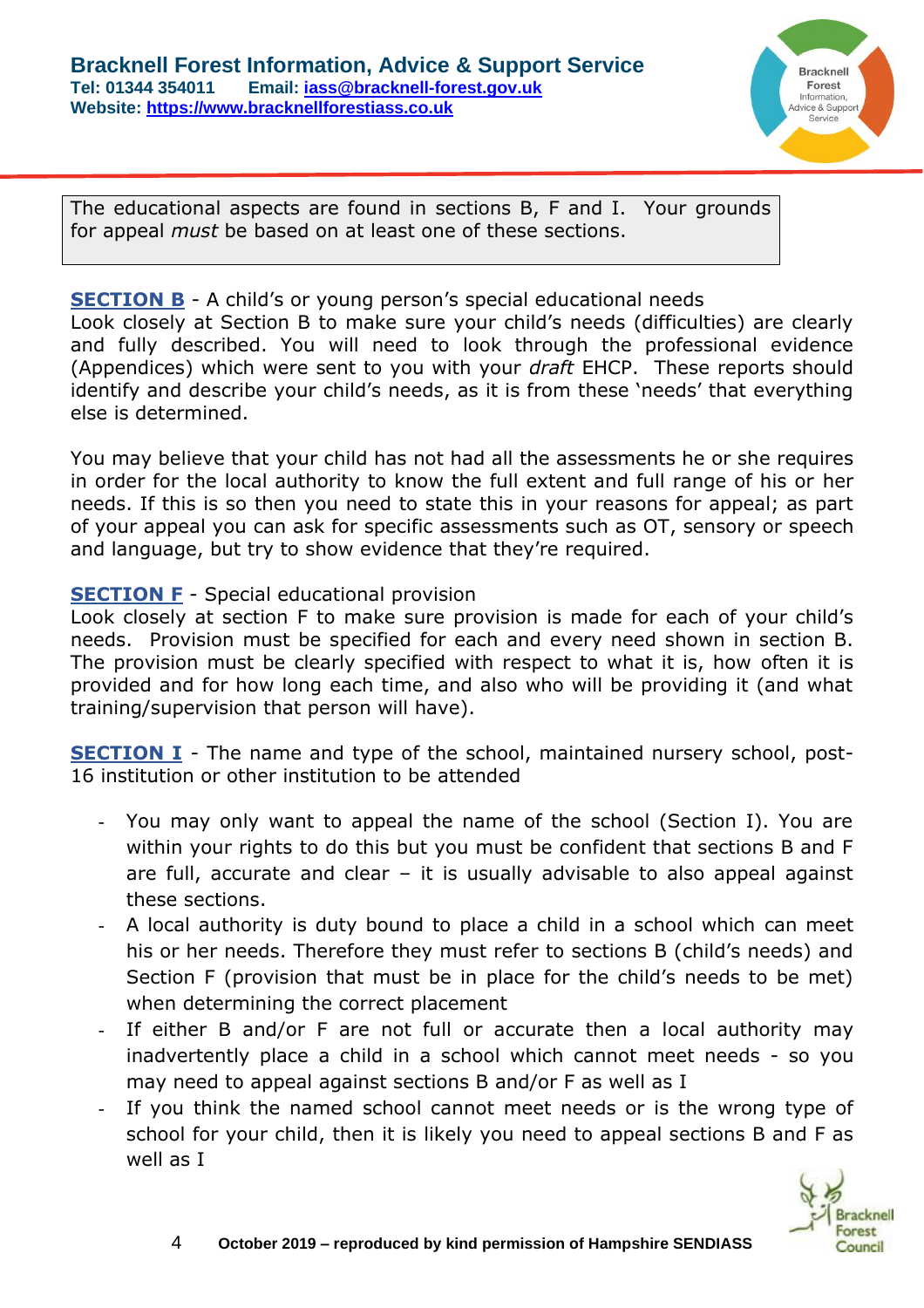The educational aspects are found in sections B, F and I. Your grounds for appeal *must* be based on at least one of these sections.

**SECTION B** - A child's or young person's special educational needs
Look closely at Section B to make sure your child's needs (difficulties) are clearly and fully described. You will need to look through the professional evidence (Appendices) which were sent to you with your *draft* EHCP. These reports should identify and describe your child's needs, as it is from these 'needs' that everything else is determined.

You may believe that your child has not had all the assessments he or she requires in order for the local authority to know the full extent and full range of his or her needs. If this is so then you need to state this in your reasons for appeal; as part of your appeal you can ask for specific assessments such as OT, sensory or speech and language, but try to show evidence that they're required.

**SECTION F** - Special educational provision
Look closely at section F to make sure provision is made for each of your child's needs. Provision must be specified for each and every need shown in section B. The provision must be clearly specified with respect to what it is, how often it is provided and for how long each time, and also who will be providing it (and what training/supervision that person will have).

**SECTION I** - The name and type of the school, maintained nursery school, post-16 institution or other institution to be attended

- You may only want to appeal the name of the school (Section I). You are within your rights to do this but you must be confident that sections B and F are full, accurate and clear – it is usually advisable to also appeal against these sections.
- A local authority is duty bound to place a child in a school which can meet his or her needs. Therefore they must refer to sections B (child's needs) and Section F (provision that must be in place for the child's needs to be met) when determining the correct placement
- If either B and/or F are not full or accurate then a local authority may inadvertently place a child in a school which cannot meet needs - so you may need to appeal against sections B and/or F as well as I
- If you think the named school cannot meet needs or is the wrong type of school for your child, then it is likely you need to appeal sections B and F as well as I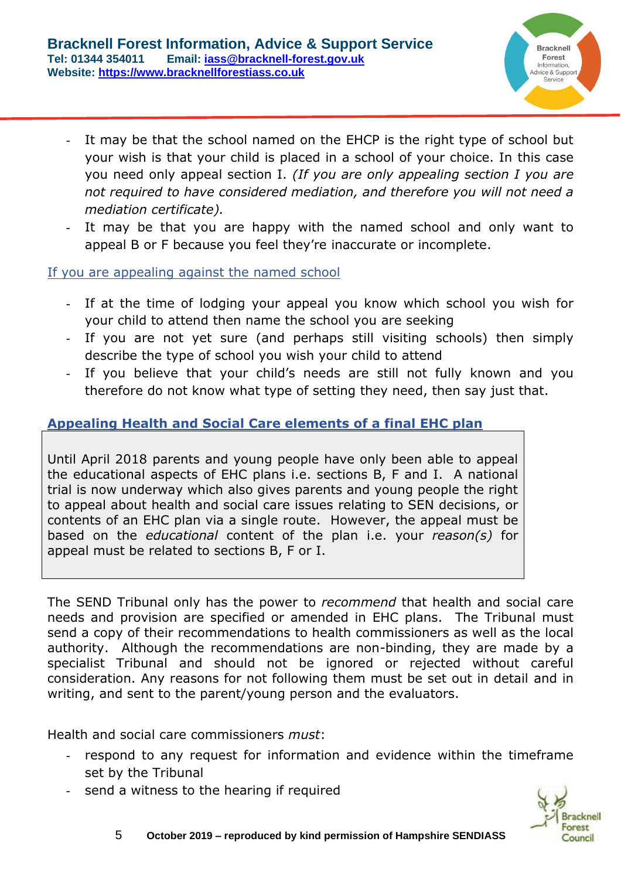- It may be that the school named on the EHCP is the right type of school but your wish is that your child is placed in a school of your choice. In this case you need only appeal section I. *(If you are only appealing section I you are not required to have considered mediation, and therefore you will not need a mediation certificate).*
- It may be that you are happy with the named school and only want to appeal B or F because you feel they're inaccurate or incomplete.

### If you are appealing against the named school

- If at the time of lodging your appeal you know which school you wish for your child to attend then name the school you are seeking
- If you are not yet sure (and perhaps still visiting schools) then simply describe the type of school you wish your child to attend
- If you believe that your child's needs are still not fully known and you therefore do not know what type of setting they need, then say just that.

## Appealing Health and Social Care elements of a final EHC plan

Until April 2018 parents and young people have only been able to appeal the educational aspects of EHC plans i.e. sections B, F and I. A national trial is now underway which also gives parents and young people the right to appeal about health and social care issues relating to SEN decisions, or contents of an EHC plan via a single route. However, the appeal must be based on the *educational* content of the plan i.e. your *reason(s)* for appeal must be related to sections B, F or I.

The SEND Tribunal only has the power to *recommend* that health and social care needs and provision are specified or amended in EHC plans. The Tribunal must send a copy of their recommendations to health commissioners as well as the local authority. Although the recommendations are non-binding, they are made by a specialist Tribunal and should not be ignored or rejected without careful consideration. Any reasons for not following them must be set out in detail and in writing, and sent to the parent/young person and the evaluators.

Health and social care commissioners *must*:

- respond to any request for information and evidence within the timeframe set by the Tribunal
- send a witness to the hearing if required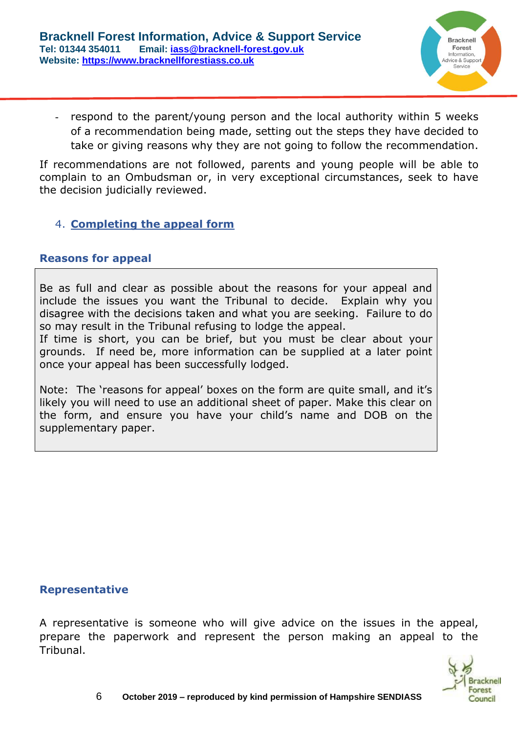- respond to the parent/young person and the local authority within 5 weeks of a recommendation being made, setting out the steps they have decided to take or giving reasons why they are not going to follow the recommendation.

If recommendations are not followed, parents and young people will be able to complain to an Ombudsman or, in very exceptional circumstances, seek to have the decision judicially reviewed.

## 4. Completing the appeal form

### Reasons for appeal

Be as full and clear as possible about the reasons for your appeal and include the issues you want the Tribunal to decide. Explain why you disagree with the decisions taken and what you are seeking. Failure to do so may result in the Tribunal refusing to lodge the appeal.
If time is short, you can be brief, but you must be clear about your grounds. If need be, more information can be supplied at a later point once your appeal has been successfully lodged.

Note: The 'reasons for appeal' boxes on the form are quite small, and it's likely you will need to use an additional sheet of paper. Make this clear on the form, and ensure you have your child's name and DOB on the supplementary paper.

### Representative

A representative is someone who will give advice on the issues in the appeal, prepare the paperwork and represent the person making an appeal to the Tribunal.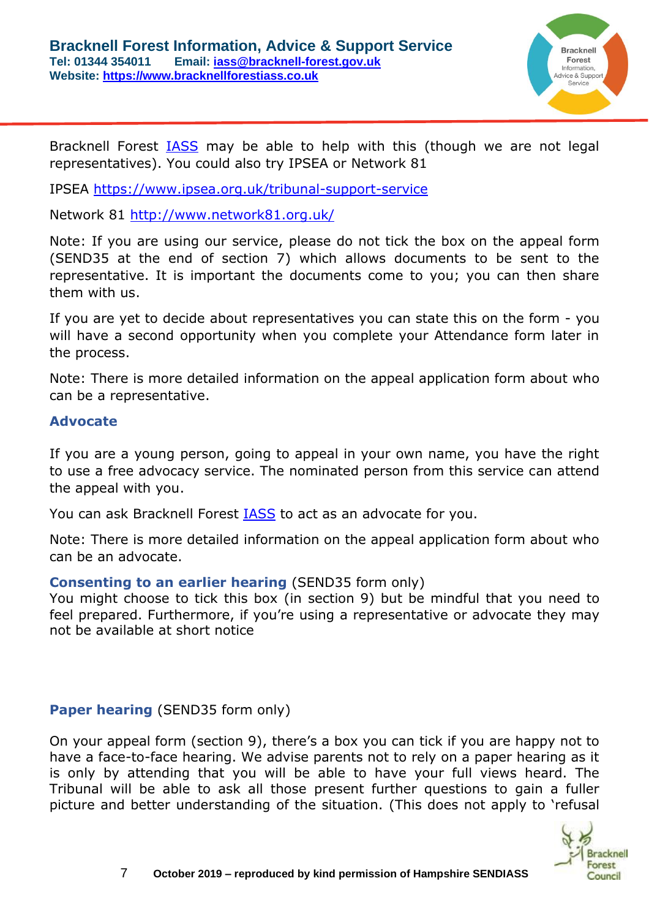Bracknell Forest [IASS](https://www.bracknellforestiass.co.uk) may be able to help with this (though we are not legal representatives). You could also try IPSEA or Network 81

IPSEA https://www.ipsea.org.uk/tribunal-support-service

Network 81 http://www.network81.org.uk/

Note: If you are using our service, please do not tick the box on the appeal form (SEND35 at the end of section 7) which allows documents to be sent to the representative. It is important the documents come to you; you can then share them with us.

If you are yet to decide about representatives you can state this on the form - you will have a second opportunity when you complete your Attendance form later in the process.

Note: There is more detailed information on the appeal application form about who can be a representative.

### Advocate

If you are a young person, going to appeal in your own name, you have the right to use a free advocacy service. The nominated person from this service can attend the appeal with you.

You can ask Bracknell Forest IASS to act as an advocate for you.

Note: There is more detailed information on the appeal application form about who can be an advocate.

**Consenting to an earlier hearing** (SEND35 form only)
You might choose to tick this box (in section 9) but be mindful that you need to feel prepared. Furthermore, if you're using a representative or advocate they may not be available at short notice

**Paper hearing** (SEND35 form only)

On your appeal form (section 9), there's a box you can tick if you are happy not to have a face-to-face hearing. We advise parents not to rely on a paper hearing as it is only by attending that you will be able to have your full views heard. The Tribunal will be able to ask all those present further questions to gain a fuller picture and better understanding of the situation. (This does not apply to 'refusal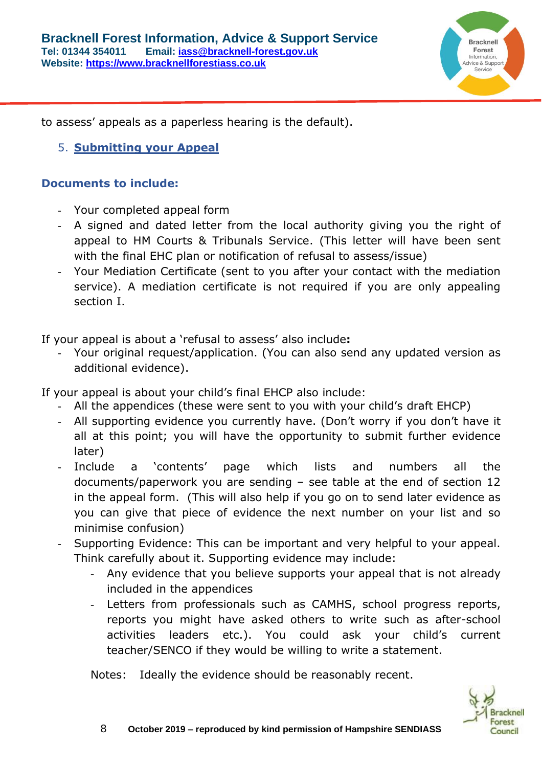to assess' appeals as a paperless hearing is the default).

5. **Submitting your Appeal**

### Documents to include:

- Your completed appeal form
- A signed and dated letter from the local authority giving you the right of appeal to HM Courts & Tribunals Service. (This letter will have been sent with the final EHC plan or notification of refusal to assess/issue)
- Your Mediation Certificate (sent to you after your contact with the mediation service). A mediation certificate is not required if you are only appealing section I.

If your appeal is about a 'refusal to assess' also include**:**

- Your original request/application. (You can also send any updated version as additional evidence).

If your appeal is about your child's final EHCP also include:

- All the appendices (these were sent to you with your child's draft EHCP)
- All supporting evidence you currently have. (Don't worry if you don't have it all at this point; you will have the opportunity to submit further evidence later)
- Include a 'contents' page which lists and numbers all the documents/paperwork you are sending – see table at the end of section 12 in the appeal form. (This will also help if you go on to send later evidence as you can give that piece of evidence the next number on your list and so minimise confusion)
- Supporting Evidence: This can be important and very helpful to your appeal. Think carefully about it. Supporting evidence may include:
  - Any evidence that you believe supports your appeal that is not already included in the appendices
  - Letters from professionals such as CAMHS, school progress reports, reports you might have asked others to write such as after-school activities leaders etc.). You could ask your child's current teacher/SENCO if they would be willing to write a statement.

  Notes: Ideally the evidence should be reasonably recent.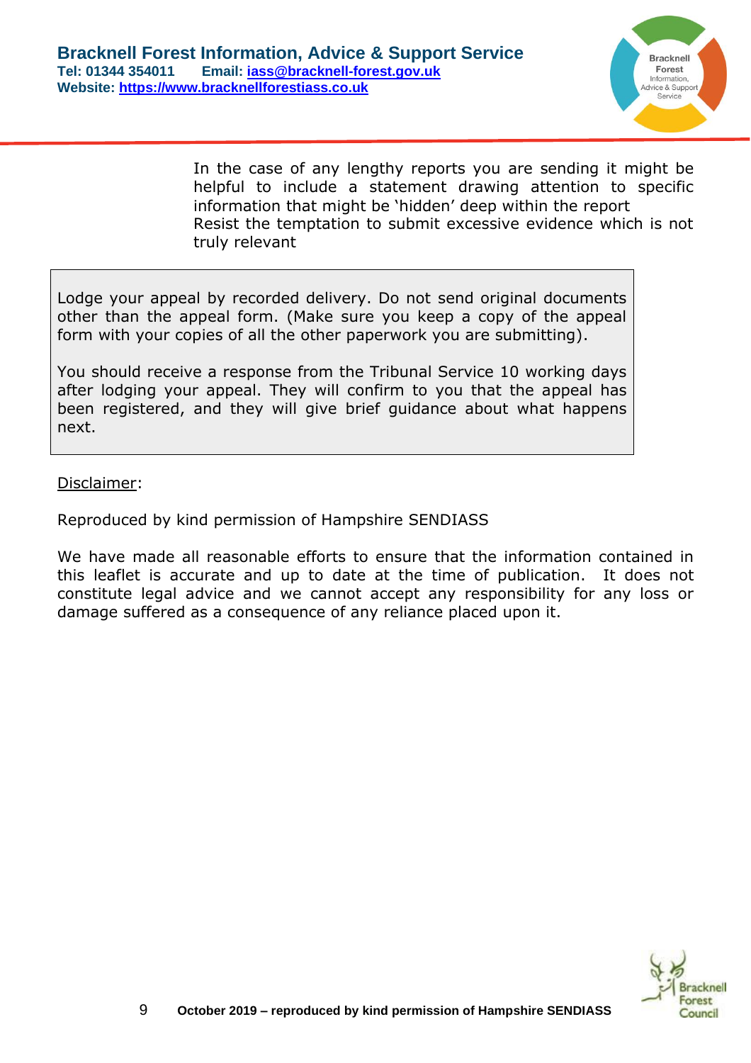In the case of any lengthy reports you are sending it might be helpful to include a statement drawing attention to specific information that might be 'hidden' deep within the report
Resist the temptation to submit excessive evidence which is not truly relevant

Lodge your appeal by recorded delivery. Do not send original documents other than the appeal form. (Make sure you keep a copy of the appeal form with your copies of all the other paperwork you are submitting).

You should receive a response from the Tribunal Service 10 working days after lodging your appeal. They will confirm to you that the appeal has been registered, and they will give brief guidance about what happens next.

Disclaimer:

Reproduced by kind permission of Hampshire SENDIASS

We have made all reasonable efforts to ensure that the information contained in this leaflet is accurate and up to date at the time of publication. It does not constitute legal advice and we cannot accept any responsibility for any loss or damage suffered as a consequence of any reliance placed upon it.